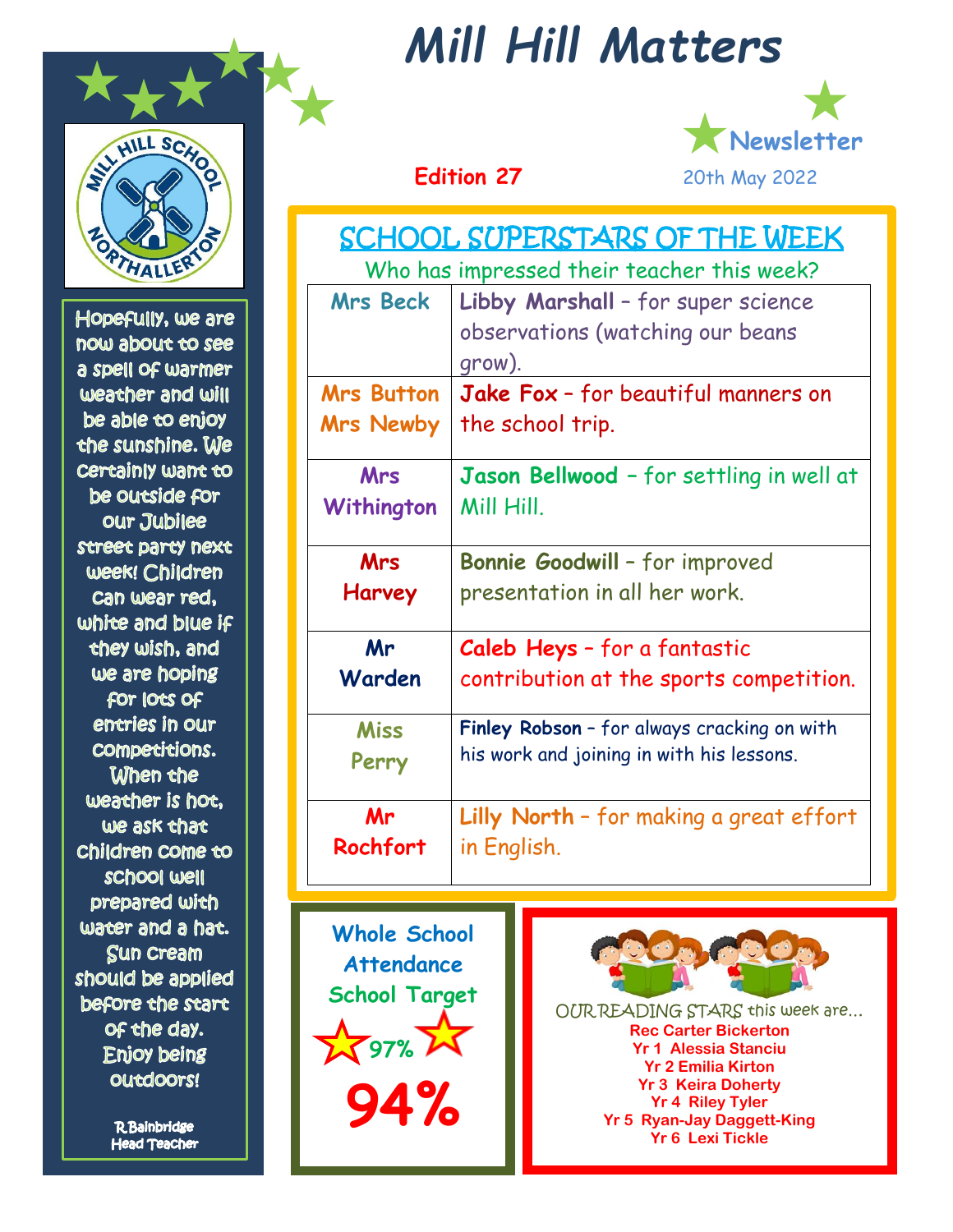# Mill Hill Matters

**Newsletter**

**Edition 27** 20th May 2022

## SCHOOL SUPERSTARS OF THE WEEK

Who has impressed their teacher this week?

| Teacher | Superstar |
|---|---|
| Mrs Beck | **Libby Marshall** – for super science observations (watching our beans grow). |
| Mrs Button Mrs Newby | **Jake Fox** – for beautiful manners on the school trip. |
| Mrs Withington | **Jason Bellwood** – for settling in well at Mill Hill. |
| Mrs Harvey | **Bonnie Goodwill** – for improved presentation in all her work. |
| Mr Warden | **Caleb Heys** – for a fantastic contribution at the sports competition. |
| Miss Perry | **Finley Robson** – for always cracking on with his work and joining in with his lessons. |
| Mr Rochfort | **Lilly North** – for making a great effort in English. |

Hopefully, we are now about to see a spell of warmer weather and will be able to enjoy the sunshine. We certainly want to be outside for our Jubilee street party next week! Children can wear red, white and blue if they wish, and we are hoping for lots of entries in our competitions. When the weather is hot, we ask that children come to school well prepared with water and a hat. Sun cream should be applied before the start of the day. Enjoy being outdoors!

R.Bainbridge
Head Teacher

**Whole School Attendance**

**School Target**

**97%**

**94%**

OUR READING STARS this week are…

**Rec Carter Bickerton**
**Yr 1 Alessia Stanciu**
**Yr 2 Emilia Kirton**
**Yr 3 Keira Doherty**
**Yr 4 Riley Tyler**
**Yr 5 Ryan-Jay Daggett-King**
**Yr 6 Lexi Tickle**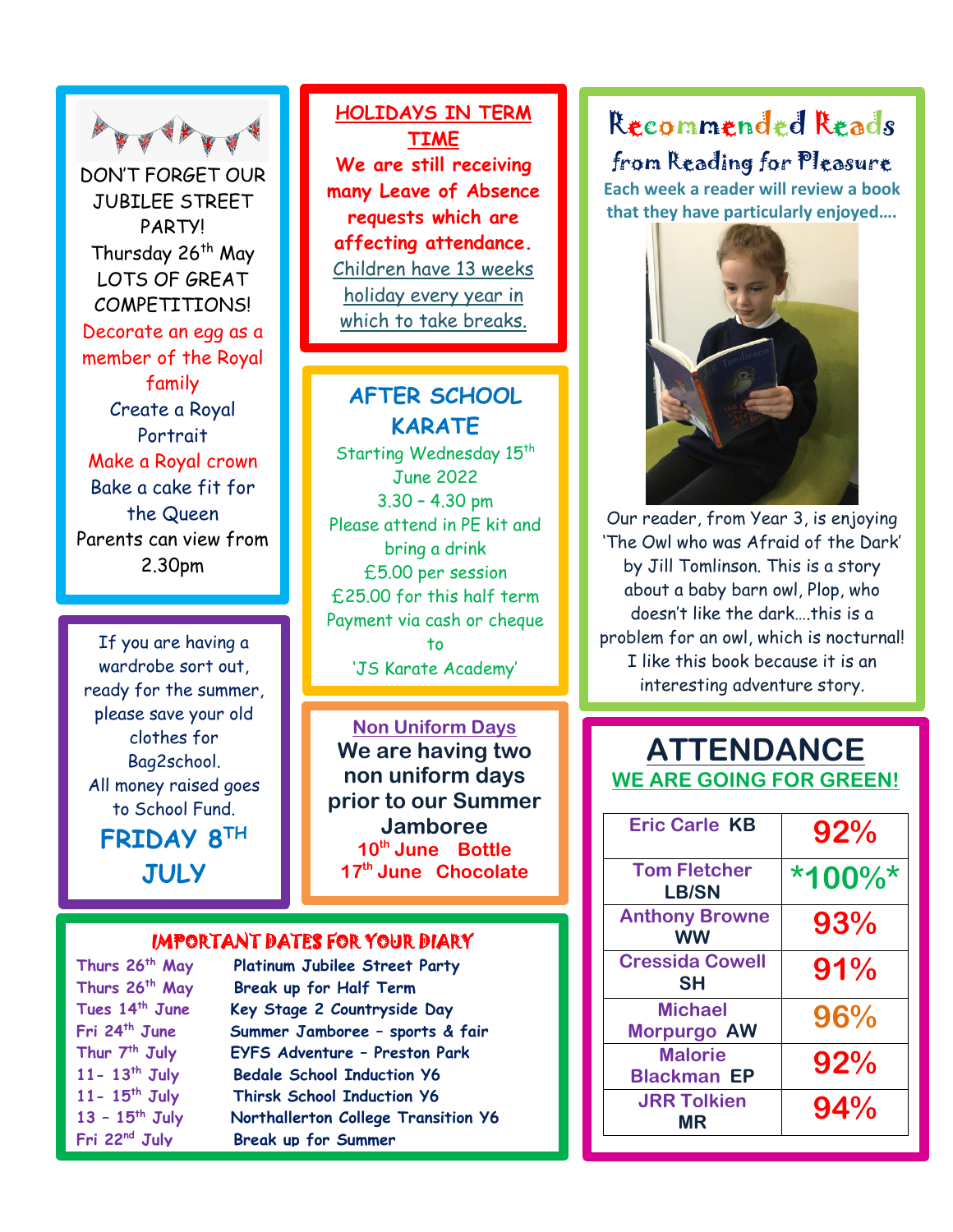DON'T FORGET OUR JUBILEE STREET PARTY!

Thursday 26th May

LOTS OF GREAT COMPETITIONS!

Decorate an egg as a member of the Royal family

Create a Royal Portrait

Make a Royal crown

Bake a cake fit for the Queen

Parents can view from 2.30pm

If you are having a wardrobe sort out, ready for the summer, please save your old clothes for Bag2school.

All money raised goes to School Fund.

**FRIDAY 8TH JULY**

## HOLIDAYS IN TERM TIME

**We are still receiving many Leave of Absence requests which are affecting attendance.**

Children have 13 weeks holiday every year in which to take breaks.

## AFTER SCHOOL KARATE

Starting Wednesday 15th June 2022

3.30 – 4.30 pm

Please attend in PE kit and bring a drink

£5.00 per session

£25.00 for this half term

Payment via cash or cheque to

'JS Karate Academy'

**Non Uniform Days**

**We are having two non uniform days prior to our Summer Jamboree**

**10th June Bottle**

**17th June Chocolate**

## Recommended Reads

### from Reading for Pleasure

**Each week a reader will review a book that they have particularly enjoyed….**

Our reader, from Year 3, is enjoying 'The Owl who was Afraid of the Dark' by Jill Tomlinson. This is a story about a baby barn owl, Plop, who doesn't like the dark….this is a problem for an owl, which is nocturnal! I like this book because it is an interesting adventure story.

## ATTENDANCE

**WE ARE GOING FOR GREEN!**

| | |
|---|---|
| Eric Carle KB | 92% |
| Tom Fletcher LB/SN | *100%* |
| Anthony Browne WW | 93% |
| Cressida Cowell SH | 91% |
| Michael Morpurgo AW | 96% |
| Malorie Blackman EP | 92% |
| JRR Tolkien MR | 94% |

## IMPORTANT DATES FOR YOUR DIARY

| | |
|---|---|
| Thurs 26th May | Platinum Jubilee Street Party |
| Thurs 26th May | Break up for Half Term |
| Tues 14th June | Key Stage 2 Countryside Day |
| Fri 24th June | Summer Jamboree – sports & fair |
| Thur 7th July | EYFS Adventure – Preston Park |
| 11- 13th July | Bedale School Induction Y6 |
| 11- 15th July | Thirsk School Induction Y6 |
| 13 – 15th July | Northallerton College Transition Y6 |
| Fri 22nd July | Break up for Summer |